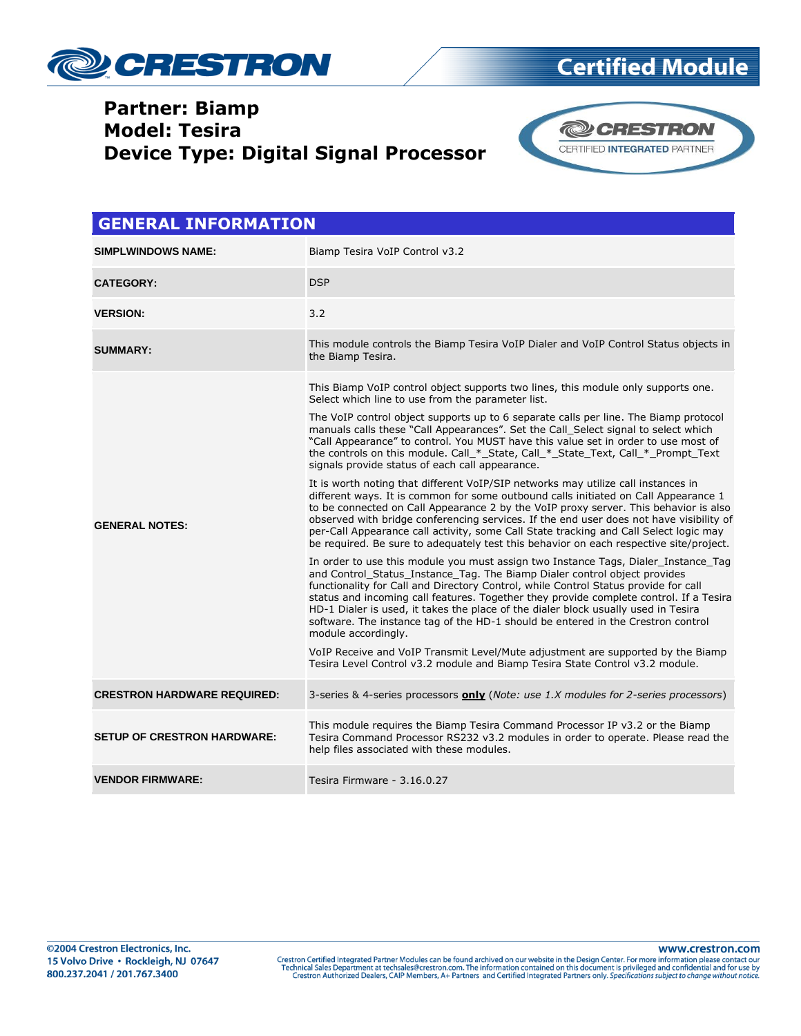Partner: Biamp
Model: Tesira
Device Type: Digital Signal Processor

## GENERAL INFORMATION

| | |
|---|---|
| **SIMPLWINDOWS NAME:** | Biamp Tesira VoIP Control v3.2 |
| **CATEGORY:** | DSP |
| **VERSION:** | 3.2 |
| **SUMMARY:** | This module controls the Biamp Tesira VoIP Dialer and VoIP Control Status objects in the Biamp Tesira. |
| **GENERAL NOTES:** | This Biamp VoIP control object supports two lines, this module only supports one. Select which line to use from the parameter list.<br><br>The VoIP control object supports up to 6 separate calls per line. The Biamp protocol manuals calls these "Call Appearances". Set the Call_Select signal to select which "Call Appearance" to control. You MUST have this value set in order to use most of the controls on this module. Call_*_State, Call_*_State_Text, Call_*_Prompt_Text signals provide status of each call appearance.<br><br>It is worth noting that different VoIP/SIP networks may utilize call instances in different ways. It is common for some outbound calls initiated on Call Appearance 1 to be connected on Call Appearance 2 by the VoIP proxy server. This behavior is also observed with bridge conferencing services. If the end user does not have visibility of per-Call Appearance call activity, some Call State tracking and Call Select logic may be required. Be sure to adequately test this behavior on each respective site/project.<br><br>In order to use this module you must assign two Instance Tags, Dialer_Instance_Tag and Control_Status_Instance_Tag. The Biamp Dialer control object provides functionality for Call and Directory Control, while Control Status provide for call status and incoming call features. Together they provide complete control. If a Tesira HD-1 Dialer is used, it takes the place of the dialer block usually used in Tesira software. The instance tag of the HD-1 should be entered in the Crestron control module accordingly.<br><br>VoIP Receive and VoIP Transmit Level/Mute adjustment are supported by the Biamp Tesira Level Control v3.2 module and Biamp Tesira State Control v3.2 module. |
| **CRESTRON HARDWARE REQUIRED:** | 3-series & 4-series processors **only** (*Note: use 1.X modules for 2-series processors*) |
| **SETUP OF CRESTRON HARDWARE:** | This module requires the Biamp Tesira Command Processor IP v3.2 or the Biamp Tesira Command Processor RS232 v3.2 modules in order to operate. Please read the help files associated with these modules. |
| **VENDOR FIRMWARE:** | Tesira Firmware - 3.16.0.27 |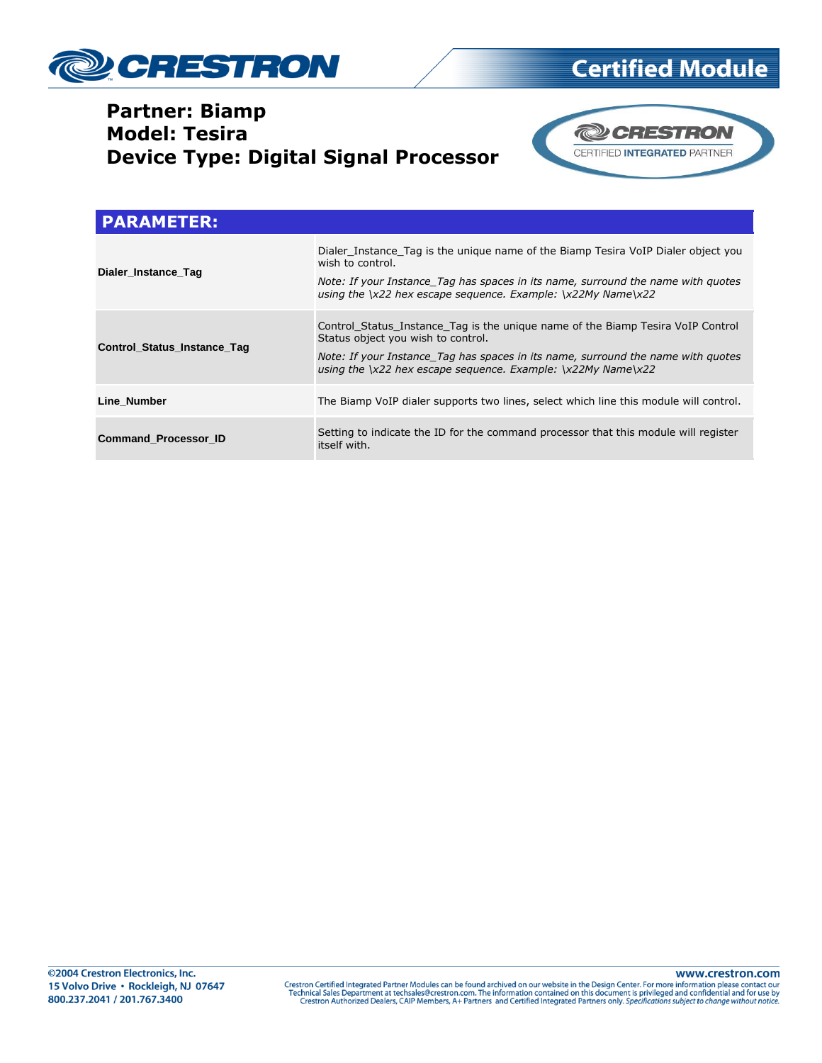**Partner: Biamp**
**Model: Tesira**
**Device Type: Digital Signal Processor**

| PARAMETER: | |
|---|---|
| **Dialer_Instance_Tag** | Dialer_Instance_Tag is the unique name of the Biamp Tesira VoIP Dialer object you wish to control.<br>*Note: If your Instance_Tag has spaces in its name, surround the name with quotes using the \x22 hex escape sequence. Example: \x22My Name\x22* |
| **Control_Status_Instance_Tag** | Control_Status_Instance_Tag is the unique name of the Biamp Tesira VoIP Control Status object you wish to control.<br>*Note: If your Instance_Tag has spaces in its name, surround the name with quotes using the \x22 hex escape sequence. Example: \x22My Name\x22* |
| **Line_Number** | The Biamp VoIP dialer supports two lines, select which line this module will control. |
| **Command_Processor_ID** | Setting to indicate the ID for the command processor that this module will register itself with. |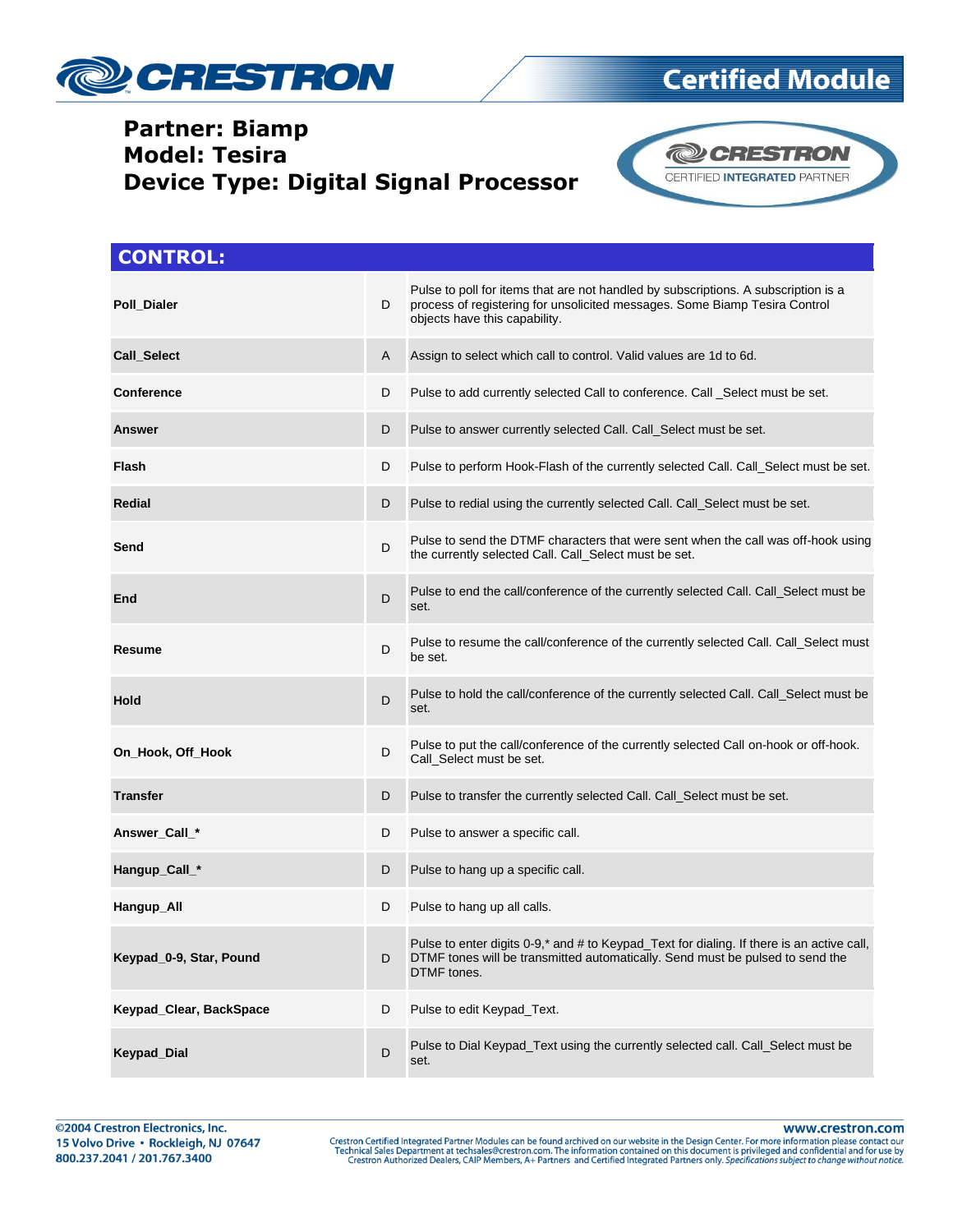**Partner: Biamp**
**Model: Tesira**
**Device Type: Digital Signal Processor**

## CONTROL:

| | | |
|---|---|---|
| **Poll_Dialer** | D | Pulse to poll for items that are not handled by subscriptions. A subscription is a process of registering for unsolicited messages. Some Biamp Tesira Control objects have this capability. |
| **Call_Select** | A | Assign to select which call to control. Valid values are 1d to 6d. |
| **Conference** | D | Pulse to add currently selected Call to conference. Call _Select must be set. |
| **Answer** | D | Pulse to answer currently selected Call. Call_Select must be set. |
| **Flash** | D | Pulse to perform Hook-Flash of the currently selected Call. Call_Select must be set. |
| **Redial** | D | Pulse to redial using the currently selected Call. Call_Select must be set. |
| **Send** | D | Pulse to send the DTMF characters that were sent when the call was off-hook using the currently selected Call. Call_Select must be set. |
| **End** | D | Pulse to end the call/conference of the currently selected Call. Call_Select must be set. |
| **Resume** | D | Pulse to resume the call/conference of the currently selected Call. Call_Select must be set. |
| **Hold** | D | Pulse to hold the call/conference of the currently selected Call. Call_Select must be set. |
| **On_Hook, Off_Hook** | D | Pulse to put the call/conference of the currently selected Call on-hook or off-hook. Call_Select must be set. |
| **Transfer** | D | Pulse to transfer the currently selected Call. Call_Select must be set. |
| **Answer_Call_*** | D | Pulse to answer a specific call. |
| **Hangup_Call_*** | D | Pulse to hang up a specific call. |
| **Hangup_All** | D | Pulse to hang up all calls. |
| **Keypad_0-9, Star, Pound** | D | Pulse to enter digits 0-9,* and # to Keypad_Text for dialing. If there is an active call, DTMF tones will be transmitted automatically. Send must be pulsed to send the DTMF tones. |
| **Keypad_Clear, BackSpace** | D | Pulse to edit Keypad_Text. |
| **Keypad_Dial** | D | Pulse to Dial Keypad_Text using the currently selected call. Call_Select must be set. |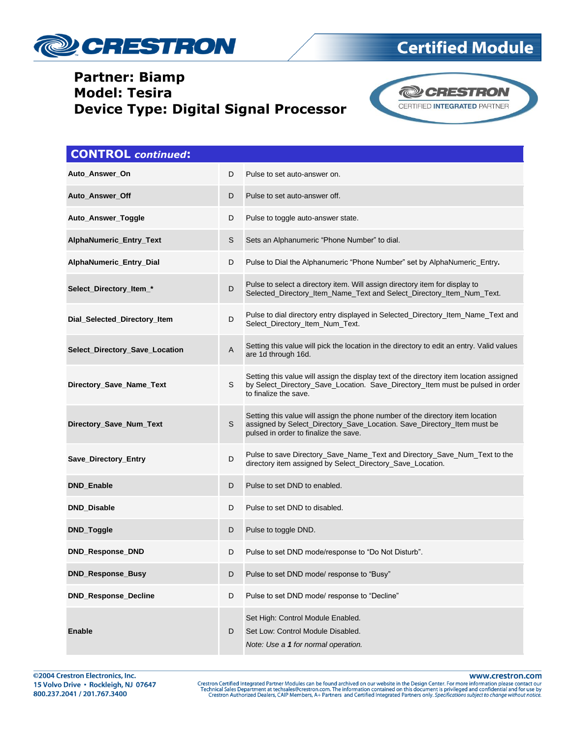**Partner: Biamp**
**Model: Tesira**
**Device Type: Digital Signal Processor**

## CONTROL *continued*:

| | | |
|---|---|---|
| **Auto_Answer_On** | D | Pulse to set auto-answer on. |
| **Auto_Answer_Off** | D | Pulse to set auto-answer off. |
| **Auto_Answer_Toggle** | D | Pulse to toggle auto-answer state. |
| **AlphaNumeric_Entry_Text** | S | Sets an Alphanumeric "Phone Number" to dial. |
| **AlphaNumeric_Entry_Dial** | D | Pulse to Dial the Alphanumeric "Phone Number" set by AlphaNumeric_Entry**.** |
| **Select_Directory_Item_*** | D | Pulse to select a directory item. Will assign directory item for display to Selected_Directory_Item_Name_Text and Select_Directory_Item_Num_Text. |
| **Dial_Selected_Directory_Item** | D | Pulse to dial directory entry displayed in Selected_Directory_Item_Name_Text and Select_Directory_Item_Num_Text. |
| **Select_Directory_Save_Location** | A | Setting this value will pick the location in the directory to edit an entry. Valid values are 1d through 16d. |
| **Directory_Save_Name_Text** | S | Setting this value will assign the display text of the directory item location assigned by Select_Directory_Save_Location. Save_Directory_Item must be pulsed in order to finalize the save. |
| **Directory_Save_Num_Text** | S | Setting this value will assign the phone number of the directory item location assigned by Select_Directory_Save_Location. Save_Directory_Item must be pulsed in order to finalize the save. |
| **Save_Directory_Entry** | D | Pulse to save Directory_Save_Name_Text and Directory_Save_Num_Text to the directory item assigned by Select_Directory_Save_Location. |
| **DND_Enable** | D | Pulse to set DND to enabled. |
| **DND_Disable** | D | Pulse to set DND to disabled. |
| **DND_Toggle** | D | Pulse to toggle DND. |
| **DND_Response_DND** | D | Pulse to set DND mode/response to "Do Not Disturb". |
| **DND_Response_Busy** | D | Pulse to set DND mode/ response to "Busy" |
| **DND_Response_Decline** | D | Pulse to set DND mode/ response to "Decline" |
| **Enable** | D | Set High: Control Module Enabled.<br>Set Low: Control Module Disabled.<br>*Note: Use a **1** for normal operation.* |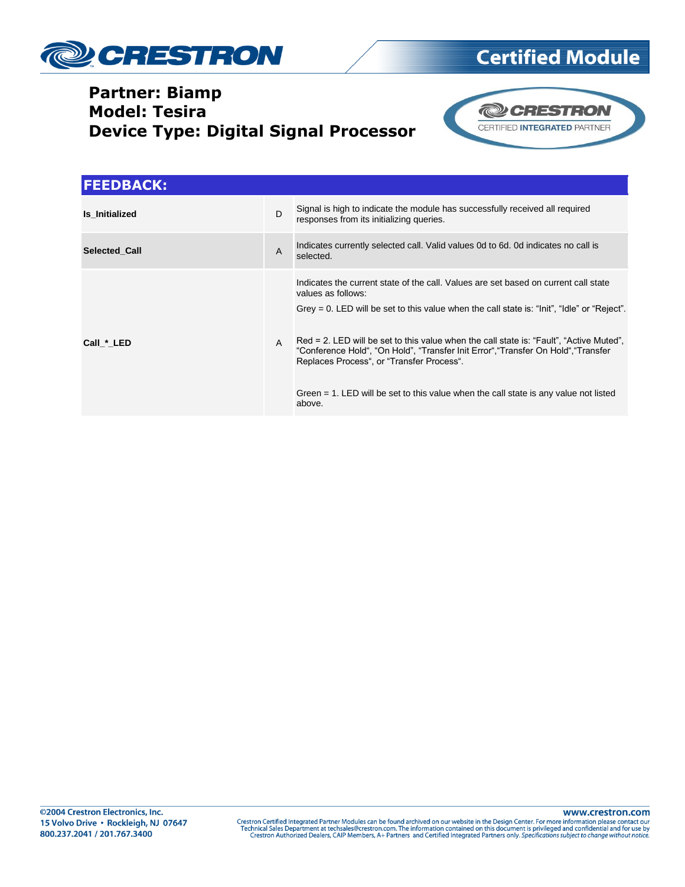Partner: Biamp
Model: Tesira
Device Type: Digital Signal Processor

## FEEDBACK:

| | | |
|---|---|---|
| **Is_Initialized** | D | Signal is high to indicate the module has successfully received all required responses from its initializing queries. |
| **Selected_Call** | A | Indicates currently selected call. Valid values 0d to 6d. 0d indicates no call is selected. |
| **Call_*_LED** | A | Indicates the current state of the call. Values are set based on current call state values as follows:<br><br>Grey = 0. LED will be set to this value when the call state is: "Init", "Idle" or "Reject".<br><br>Red = 2. LED will be set to this value when the call state is: "Fault", "Active Muted", "Conference Hold", "On Hold", "Transfer Init Error","Transfer On Hold","Transfer Replaces Process", or "Transfer Process".<br><br>Green = 1. LED will be set to this value when the call state is any value not listed above. |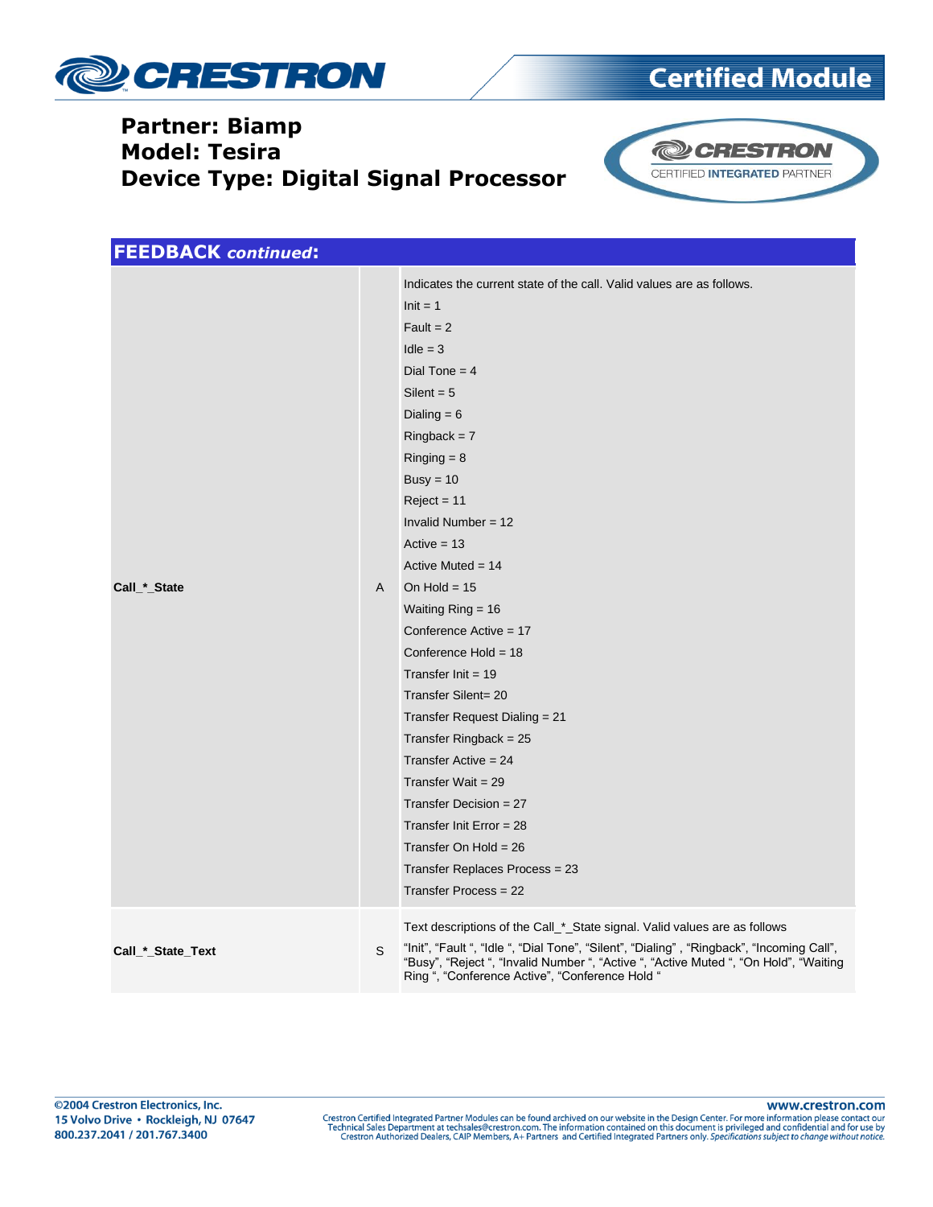**Partner: Biamp**
**Model: Tesira**
**Device Type: Digital Signal Processor**

## FEEDBACK *continued*:

| | | |
|---|---|---|
| **Call_*_State** | A | Indicates the current state of the call. Valid values are as follows.<br>Init = 1<br>Fault = 2<br>Idle = 3<br>Dial Tone = 4<br>Silent = 5<br>Dialing = 6<br>Ringback = 7<br>Ringing = 8<br>Busy = 10<br>Reject = 11<br>Invalid Number = 12<br>Active = 13<br>Active Muted = 14<br>On Hold = 15<br>Waiting Ring = 16<br>Conference Active = 17<br>Conference Hold = 18<br>Transfer Init = 19<br>Transfer Silent= 20<br>Transfer Request Dialing = 21<br>Transfer Ringback = 25<br>Transfer Active = 24<br>Transfer Wait = 29<br>Transfer Decision = 27<br>Transfer Init Error = 28<br>Transfer On Hold = 26<br>Transfer Replaces Process = 23<br>Transfer Process = 22 |
| **Call_*_State_Text** | S | Text descriptions of the Call_*_State signal. Valid values are as follows<br>"Init", "Fault ", "Idle ", "Dial Tone", "Silent", "Dialing" , "Ringback", "Incoming Call", "Busy", "Reject ", "Invalid Number ", "Active ", "Active Muted ", "On Hold", "Waiting Ring ", "Conference Active", "Conference Hold " |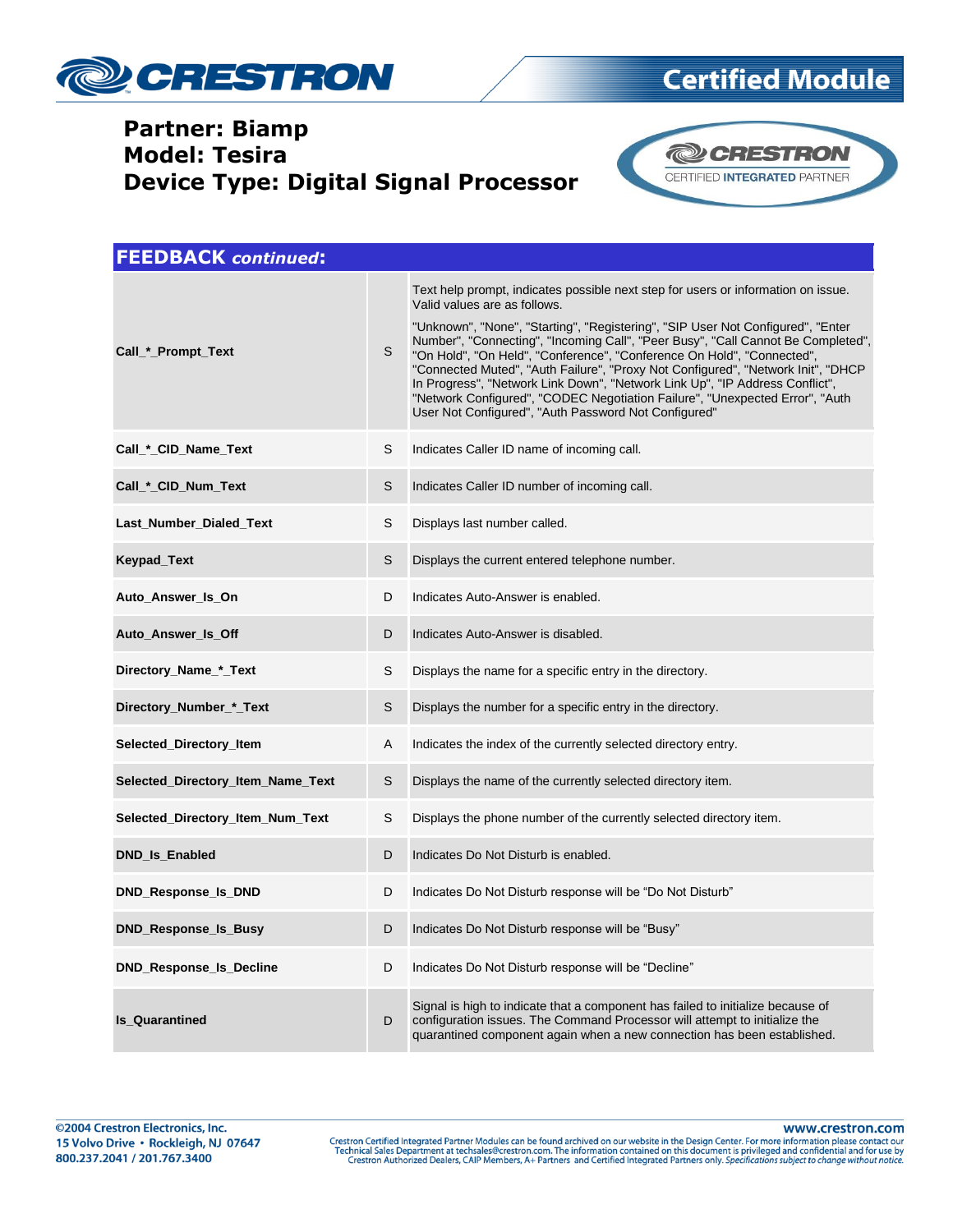**Partner: Biamp**
**Model: Tesira**
**Device Type: Digital Signal Processor**

## FEEDBACK *continued*:

| | | |
|---|---|---|
| **Call_*_Prompt_Text** | S | Text help prompt, indicates possible next step for users or information on issue. Valid values are as follows.<br><br>"Unknown", "None", "Starting", "Registering", "SIP User Not Configured", "Enter Number", "Connecting", "Incoming Call", "Peer Busy", "Call Cannot Be Completed", "On Hold", "On Held", "Conference", "Conference On Hold", "Connected", "Connected Muted", "Auth Failure", "Proxy Not Configured", "Network Init", "DHCP In Progress", "Network Link Down", "Network Link Up", "IP Address Conflict", "Network Configured", "CODEC Negotiation Failure", "Unexpected Error", "Auth User Not Configured", "Auth Password Not Configured" |
| **Call_*_CID_Name_Text** | S | Indicates Caller ID name of incoming call. |
| **Call_*_CID_Num_Text** | S | Indicates Caller ID number of incoming call. |
| **Last_Number_Dialed_Text** | S | Displays last number called. |
| **Keypad_Text** | S | Displays the current entered telephone number. |
| **Auto_Answer_Is_On** | D | Indicates Auto-Answer is enabled. |
| **Auto_Answer_Is_Off** | D | Indicates Auto-Answer is disabled. |
| **Directory_Name_*_Text** | S | Displays the name for a specific entry in the directory. |
| **Directory_Number_*_Text** | S | Displays the number for a specific entry in the directory. |
| **Selected_Directory_Item** | A | Indicates the index of the currently selected directory entry. |
| **Selected_Directory_Item_Name_Text** | S | Displays the name of the currently selected directory item. |
| **Selected_Directory_Item_Num_Text** | S | Displays the phone number of the currently selected directory item. |
| **DND_Is_Enabled** | D | Indicates Do Not Disturb is enabled. |
| **DND_Response_Is_DND** | D | Indicates Do Not Disturb response will be "Do Not Disturb" |
| **DND_Response_Is_Busy** | D | Indicates Do Not Disturb response will be "Busy" |
| **DND_Response_Is_Decline** | D | Indicates Do Not Disturb response will be "Decline" |
| **Is_Quarantined** | D | Signal is high to indicate that a component has failed to initialize because of configuration issues. The Command Processor will attempt to initialize the quarantined component again when a new connection has been established. |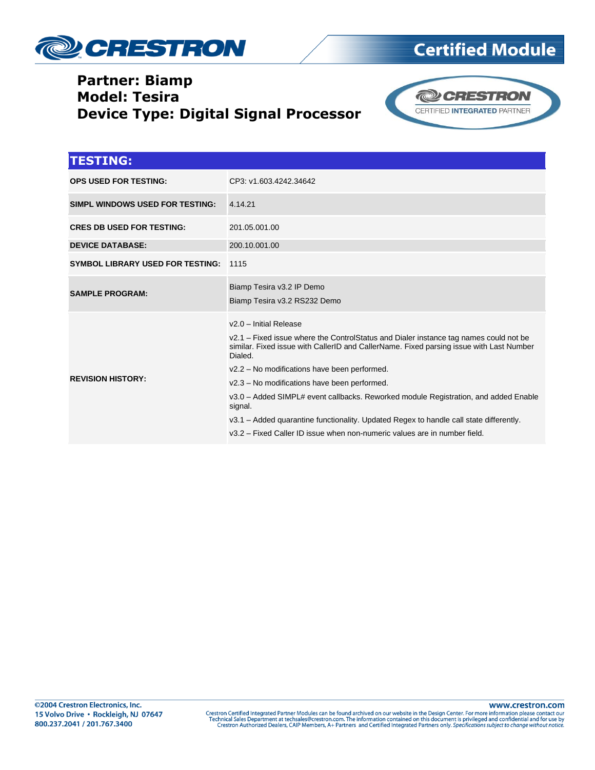# Partner: Biamp
# Model: Tesira
# Device Type: Digital Signal Processor

## TESTING:

| | |
|---|---|
| **OPS USED FOR TESTING:** | CP3: v1.603.4242.34642 |
| **SIMPL WINDOWS USED FOR TESTING:** | 4.14.21 |
| **CRES DB USED FOR TESTING:** | 201.05.001.00 |
| **DEVICE DATABASE:** | 200.10.001.00 |
| **SYMBOL LIBRARY USED FOR TESTING:** | 1115 |
| **SAMPLE PROGRAM:** | Biamp Tesira v3.2 IP Demo<br>Biamp Tesira v3.2 RS232 Demo |
| **REVISION HISTORY:** | v2.0 – Initial Release<br>v2.1 – Fixed issue where the ControlStatus and Dialer instance tag names could not be similar. Fixed issue with CallerID and CallerName. Fixed parsing issue with Last Number Dialed.<br>v2.2 – No modifications have been performed.<br>v2.3 – No modifications have been performed.<br>v3.0 – Added SIMPL# event callbacks. Reworked module Registration, and added Enable signal.<br>v3.1 – Added quarantine functionality. Updated Regex to handle call state differently.<br>v3.2 – Fixed Caller ID issue when non-numeric values are in number field. |